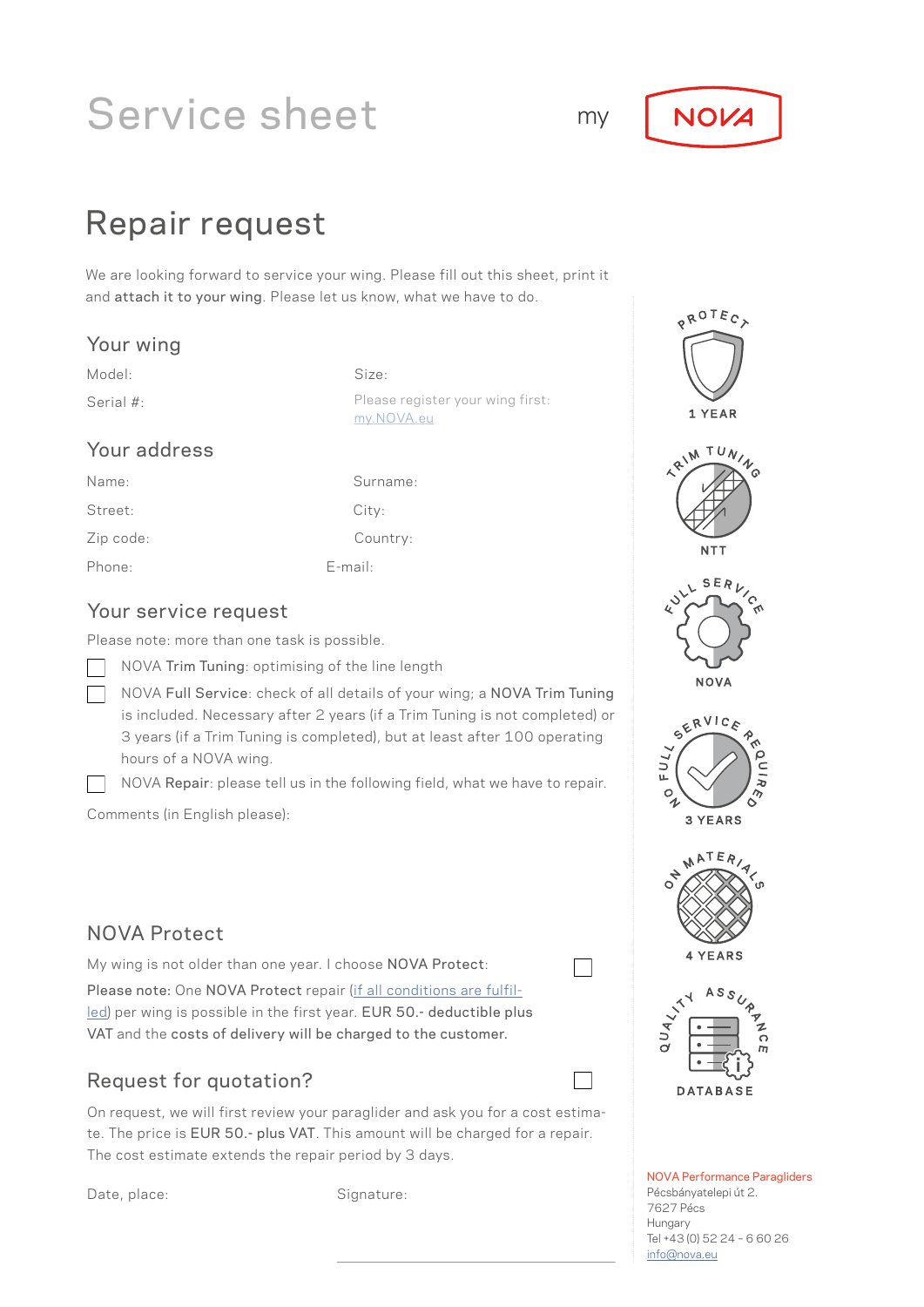# Service sheet

my NOVA

## Repair request

We are looking forward to service your wing. Please fill out this sheet, print it and **attach it to your wing**. Please let us know, what we have to do.

### Your wing

Model: Size:

Serial #: Please register your wing first: [my.NOVA.eu](my.NOVA.eu)

### Your address

Name: Surname:

Street: City:

Zip code: Country:

Phone: E-mail:

### Your service request

Please note: more than one task is possible.

- [ ] NOVA **Trim Tuning**: optimising of the line length
- [ ] NOVA **Full Service**: check of all details of your wing; a **NOVA Trim Tuning** is included. Necessary after 2 years (if a Trim Tuning is not completed) or 3 years (if a Trim Tuning is completed), but at least after 100 operating hours of a NOVA wing.
- [ ] NOVA **Repair**: please tell us in the following field, what we have to repair.

Comments (in English please):

### NOVA Protect

My wing is not older than one year. I choose **NOVA Protect**: ☐

**Please note:** One **NOVA Protect** repair (if all conditions are fulfilled) per wing is possible in the first year. **EUR 50.- deductible plus** VAT and the **costs of delivery will be charged to the customer.**

### Request for quotation? ☐

On request, we will first review your paraglider and ask you for a cost estimate. The price is **EUR 50.- plus VAT**. This amount will be charged for a repair. The cost estimate extends the repair period by 3 days.

Date, place: Signature:

PROTECT 1 YEAR

TRIM TUNING NTT

FULL SERVICE NOVA

NO FULL SERVICE REQUIRED 3 YEARS

ON MATERIALS 4 YEARS

QUALITY ASSURANCE DATABASE

NOVA Performance Paragliders
Pécsbányatelepi út 2.
7627 Pécs
Hungary
Tel +43 (0) 52 24 - 6 60 26
info@nova.eu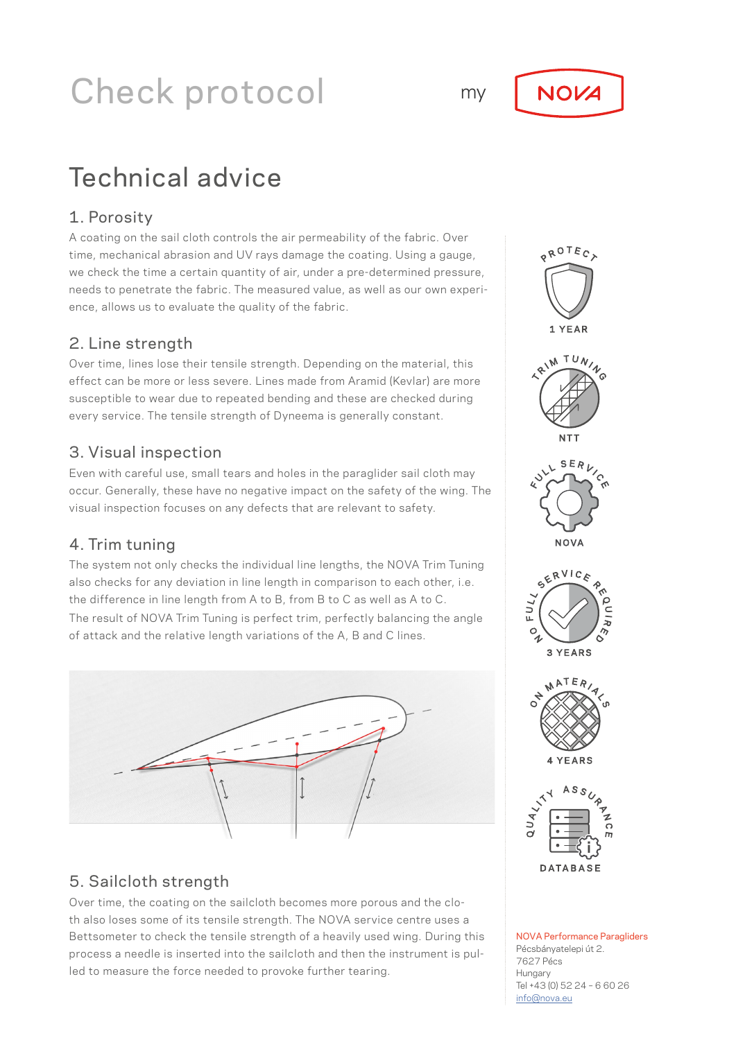# Check protocol

my NOVA

## Technical advice

### 1. Porosity

A coating on the sail cloth controls the air permeability of the fabric. Over time, mechanical abrasion and UV rays damage the coating. Using a gauge, we check the time a certain quantity of air, under a pre-determined pressure, needs to penetrate the fabric. The measured value, as well as our own experience, allows us to evaluate the quality of the fabric.

### 2. Line strength

Over time, lines lose their tensile strength. Depending on the material, this effect can be more or less severe. Lines made from Aramid (Kevlar) are more susceptible to wear due to repeated bending and these are checked during every service. The tensile strength of Dyneema is generally constant.

### 3. Visual inspection

Even with careful use, small tears and holes in the paraglider sail cloth may occur. Generally, these have no negative impact on the safety of the wing. The visual inspection focuses on any defects that are relevant to safety.

### 4. Trim tuning

The system not only checks the individual line lengths, the NOVA Trim Tuning also checks for any deviation in line length in comparison to each other, i.e. the difference in line length from A to B, from B to C as well as A to C.
The result of NOVA Trim Tuning is perfect trim, perfectly balancing the angle of attack and the relative length variations of the A, B and C lines.

### 5. Sailcloth strength

Over time, the coating on the sailcloth becomes more porous and the cloth also loses some of its tensile strength. The NOVA service centre uses a Bettsometer to check the tensile strength of a heavily used wing. During this process a needle is inserted into the sailcloth and then the instrument is pulled to measure the force needed to provoke further tearing.

PROTECT
1 YEAR

TRIM TUNING
NTT

FULL SERVICE
NOVA

NO FULL SERVICE REQUIRED
3 YEARS

ON MATERIALS
4 YEARS

QUALITY ASSURANCE
DATABASE

NOVA Performance Paragliders
Pécsbányatelepi út 2.
7627 Pécs
Hungary
Tel +43 (0) 52 24 – 6 60 26
info@nova.eu